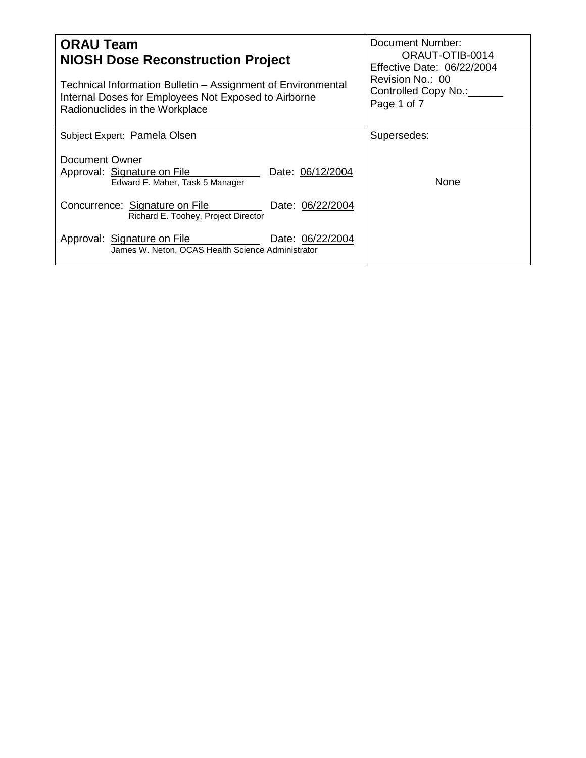| **ORAU Team**<br>**NIOSH Dose Reconstruction Project**<br><br>Technical Information Bulletin – Assignment of Environmental Internal Doses for Employees Not Exposed to Airborne Radionuclides in the Workplace | Document Number:<br>ORAUT-OTIB-0014<br>Effective Date: 06/22/2004<br>Revision No.: 00<br>Controlled Copy No.:______<br>Page 1 of 7 |
| --- | --- |
| Subject Expert: Pamela Olsen<br><br>Document Owner<br>Approval: Signature on File Date: 06/12/2004<br>Edward F. Maher, Task 5 Manager<br><br>Concurrence: Signature on File Date: 06/22/2004<br>Richard E. Toohey, Project Director<br><br>Approval: Signature on File Date: 06/22/2004<br>James W. Neton, OCAS Health Science Administrator | Supersedes:<br><br>None |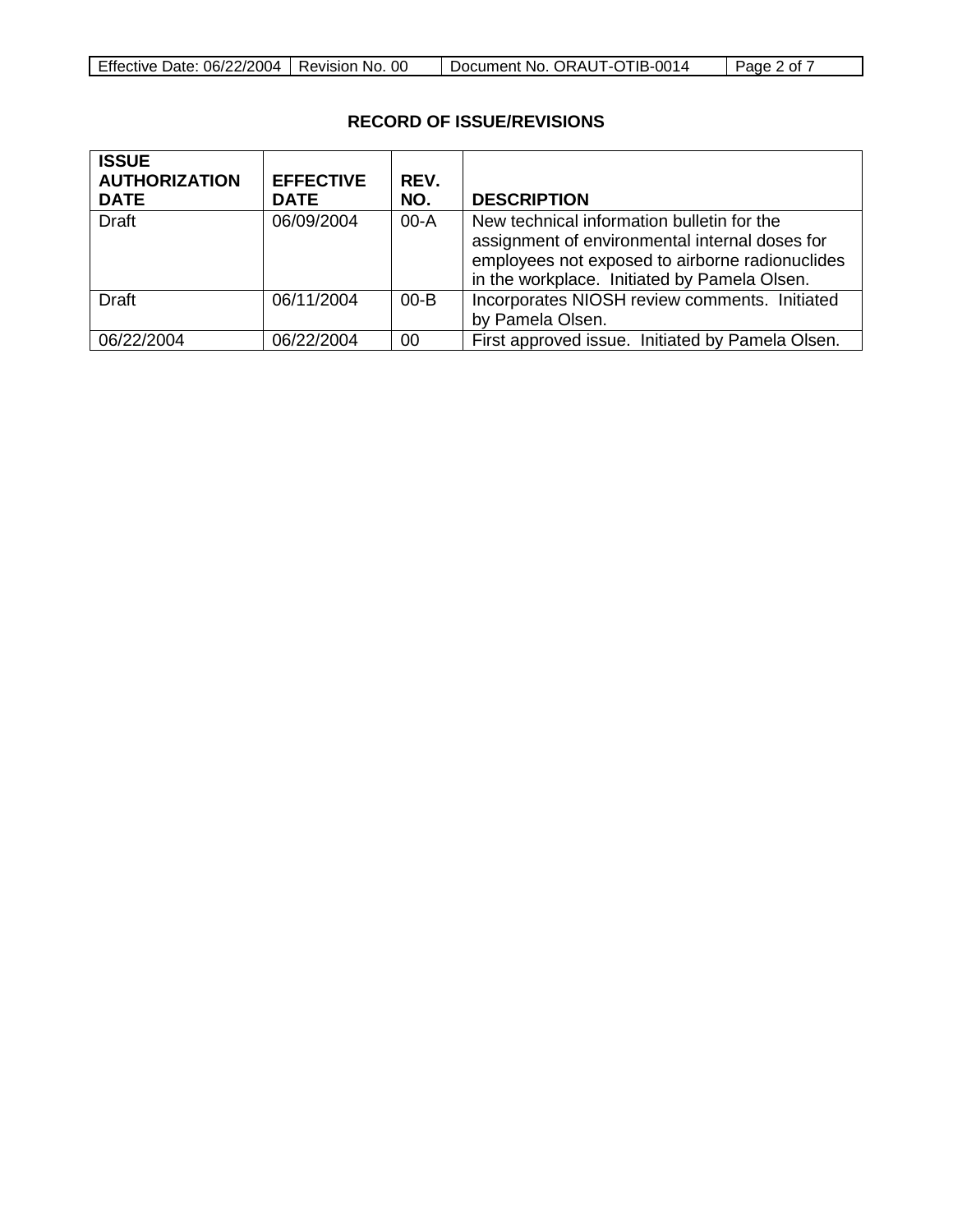## RECORD OF ISSUE/REVISIONS

| ISSUE AUTHORIZATION DATE | EFFECTIVE DATE | REV. NO. | DESCRIPTION |
|---|---|---|---|
| Draft | 06/09/2004 | 00-A | New technical information bulletin for the assignment of environmental internal doses for employees not exposed to airborne radionuclides in the workplace. Initiated by Pamela Olsen. |
| Draft | 06/11/2004 | 00-B | Incorporates NIOSH review comments. Initiated by Pamela Olsen. |
| 06/22/2004 | 06/22/2004 | 00 | First approved issue. Initiated by Pamela Olsen. |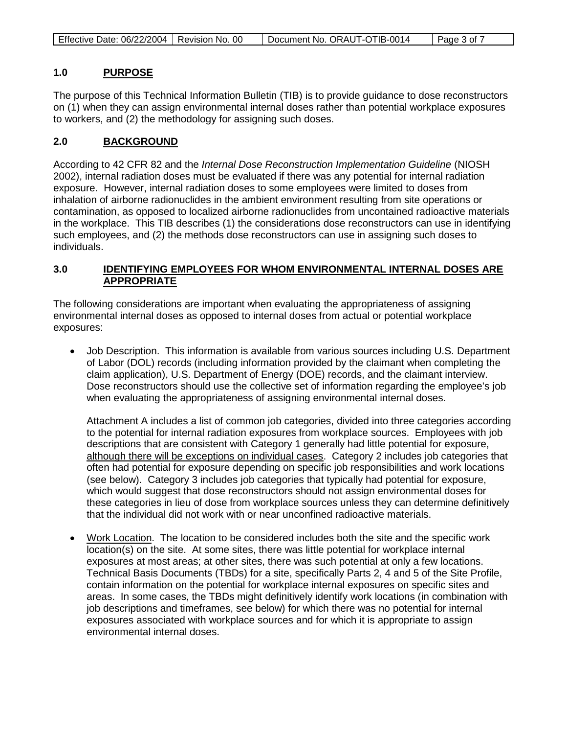## 1.0 PURPOSE

The purpose of this Technical Information Bulletin (TIB) is to provide guidance to dose reconstructors on (1) when they can assign environmental internal doses rather than potential workplace exposures to workers, and (2) the methodology for assigning such doses.

## 2.0 BACKGROUND

According to 42 CFR 82 and the *Internal Dose Reconstruction Implementation Guideline* (NIOSH 2002), internal radiation doses must be evaluated if there was any potential for internal radiation exposure. However, internal radiation doses to some employees were limited to doses from inhalation of airborne radionuclides in the ambient environment resulting from site operations or contamination, as opposed to localized airborne radionuclides from uncontained radioactive materials in the workplace. This TIB describes (1) the considerations dose reconstructors can use in identifying such employees, and (2) the methods dose reconstructors can use in assigning such doses to individuals.

## 3.0 IDENTIFYING EMPLOYEES FOR WHOM ENVIRONMENTAL INTERNAL DOSES ARE APPROPRIATE

The following considerations are important when evaluating the appropriateness of assigning environmental internal doses as opposed to internal doses from actual or potential workplace exposures:

- Job Description. This information is available from various sources including U.S. Department of Labor (DOL) records (including information provided by the claimant when completing the claim application), U.S. Department of Energy (DOE) records, and the claimant interview. Dose reconstructors should use the collective set of information regarding the employee's job when evaluating the appropriateness of assigning environmental internal doses.

  Attachment A includes a list of common job categories, divided into three categories according to the potential for internal radiation exposures from workplace sources. Employees with job descriptions that are consistent with Category 1 generally had little potential for exposure, although there will be exceptions on individual cases. Category 2 includes job categories that often had potential for exposure depending on specific job responsibilities and work locations (see below). Category 3 includes job categories that typically had potential for exposure, which would suggest that dose reconstructors should not assign environmental doses for these categories in lieu of dose from workplace sources unless they can determine definitively that the individual did not work with or near unconfined radioactive materials.

- Work Location. The location to be considered includes both the site and the specific work location(s) on the site. At some sites, there was little potential for workplace internal exposures at most areas; at other sites, there was such potential at only a few locations. Technical Basis Documents (TBDs) for a site, specifically Parts 2, 4 and 5 of the Site Profile, contain information on the potential for workplace internal exposures on specific sites and areas. In some cases, the TBDs might definitively identify work locations (in combination with job descriptions and timeframes, see below) for which there was no potential for internal exposures associated with workplace sources and for which it is appropriate to assign environmental internal doses.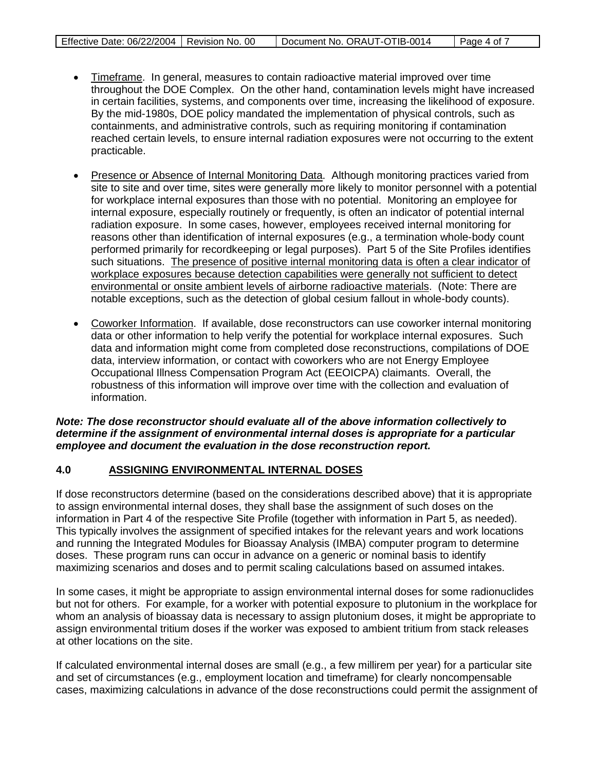- Timeframe. In general, measures to contain radioactive material improved over time throughout the DOE Complex. On the other hand, contamination levels might have increased in certain facilities, systems, and components over time, increasing the likelihood of exposure. By the mid-1980s, DOE policy mandated the implementation of physical controls, such as containments, and administrative controls, such as requiring monitoring if contamination reached certain levels, to ensure internal radiation exposures were not occurring to the extent practicable.

- Presence or Absence of Internal Monitoring Data. Although monitoring practices varied from site to site and over time, sites were generally more likely to monitor personnel with a potential for workplace internal exposures than those with no potential. Monitoring an employee for internal exposure, especially routinely or frequently, is often an indicator of potential internal radiation exposure. In some cases, however, employees received internal monitoring for reasons other than identification of internal exposures (e.g., a termination whole-body count performed primarily for recordkeeping or legal purposes). Part 5 of the Site Profiles identifies such situations. The presence of positive internal monitoring data is often a clear indicator of workplace exposures because detection capabilities were generally not sufficient to detect environmental or onsite ambient levels of airborne radioactive materials. (Note: There are notable exceptions, such as the detection of global cesium fallout in whole-body counts).

- Coworker Information. If available, dose reconstructors can use coworker internal monitoring data or other information to help verify the potential for workplace internal exposures. Such data and information might come from completed dose reconstructions, compilations of DOE data, interview information, or contact with coworkers who are not Energy Employee Occupational Illness Compensation Program Act (EEOICPA) claimants. Overall, the robustness of this information will improve over time with the collection and evaluation of information.

***Note: The dose reconstructor should evaluate all of the above information collectively to determine if the assignment of environmental internal doses is appropriate for a particular employee and document the evaluation in the dose reconstruction report.***

## 4.0 ASSIGNING ENVIRONMENTAL INTERNAL DOSES

If dose reconstructors determine (based on the considerations described above) that it is appropriate to assign environmental internal doses, they shall base the assignment of such doses on the information in Part 4 of the respective Site Profile (together with information in Part 5, as needed). This typically involves the assignment of specified intakes for the relevant years and work locations and running the Integrated Modules for Bioassay Analysis (IMBA) computer program to determine doses. These program runs can occur in advance on a generic or nominal basis to identify maximizing scenarios and doses and to permit scaling calculations based on assumed intakes.

In some cases, it might be appropriate to assign environmental internal doses for some radionuclides but not for others. For example, for a worker with potential exposure to plutonium in the workplace for whom an analysis of bioassay data is necessary to assign plutonium doses, it might be appropriate to assign environmental tritium doses if the worker was exposed to ambient tritium from stack releases at other locations on the site.

If calculated environmental internal doses are small (e.g., a few millirem per year) for a particular site and set of circumstances (e.g., employment location and timeframe) for clearly noncompensable cases, maximizing calculations in advance of the dose reconstructions could permit the assignment of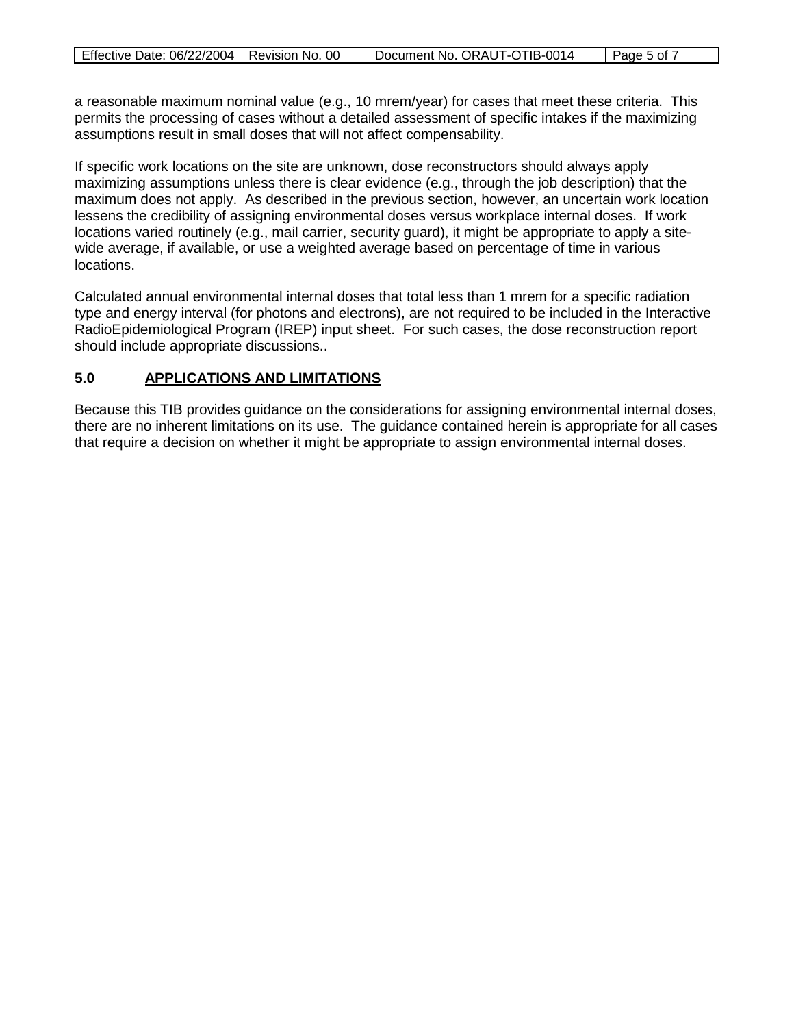a reasonable maximum nominal value (e.g., 10 mrem/year) for cases that meet these criteria. This permits the processing of cases without a detailed assessment of specific intakes if the maximizing assumptions result in small doses that will not affect compensability.

If specific work locations on the site are unknown, dose reconstructors should always apply maximizing assumptions unless there is clear evidence (e.g., through the job description) that the maximum does not apply. As described in the previous section, however, an uncertain work location lessens the credibility of assigning environmental doses versus workplace internal doses. If work locations varied routinely (e.g., mail carrier, security guard), it might be appropriate to apply a site-wide average, if available, or use a weighted average based on percentage of time in various locations.

Calculated annual environmental internal doses that total less than 1 mrem for a specific radiation type and energy interval (for photons and electrons), are not required to be included in the Interactive RadioEpidemiological Program (IREP) input sheet. For such cases, the dose reconstruction report should include appropriate discussions..

## 5.0 APPLICATIONS AND LIMITATIONS

Because this TIB provides guidance on the considerations for assigning environmental internal doses, there are no inherent limitations on its use. The guidance contained herein is appropriate for all cases that require a decision on whether it might be appropriate to assign environmental internal doses.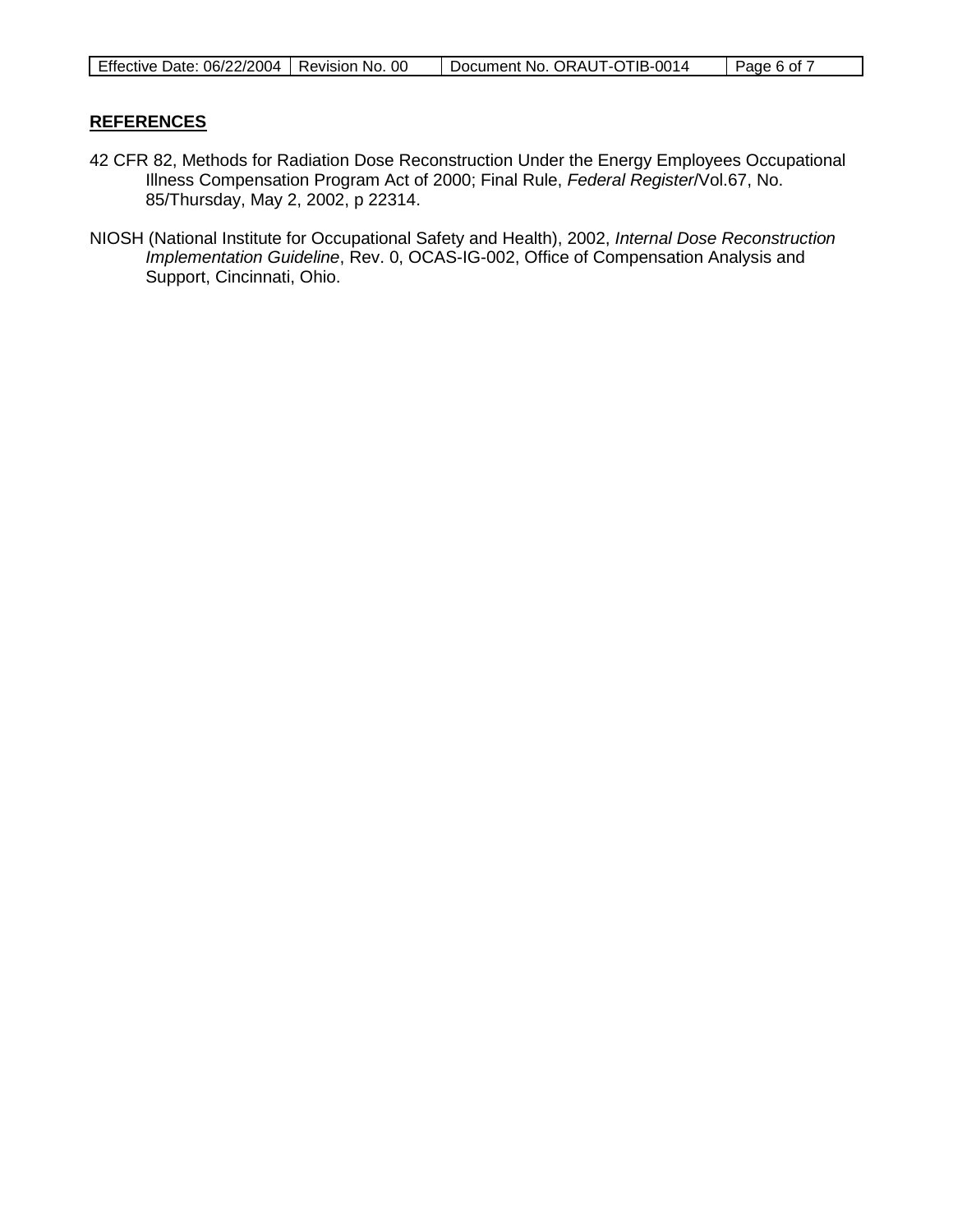## REFERENCES

42 CFR 82, Methods for Radiation Dose Reconstruction Under the Energy Employees Occupational Illness Compensation Program Act of 2000; Final Rule, *Federal Register*/Vol.67, No. 85/Thursday, May 2, 2002, p 22314.

NIOSH (National Institute for Occupational Safety and Health), 2002, *Internal Dose Reconstruction Implementation Guideline*, Rev. 0, OCAS-IG-002, Office of Compensation Analysis and Support, Cincinnati, Ohio.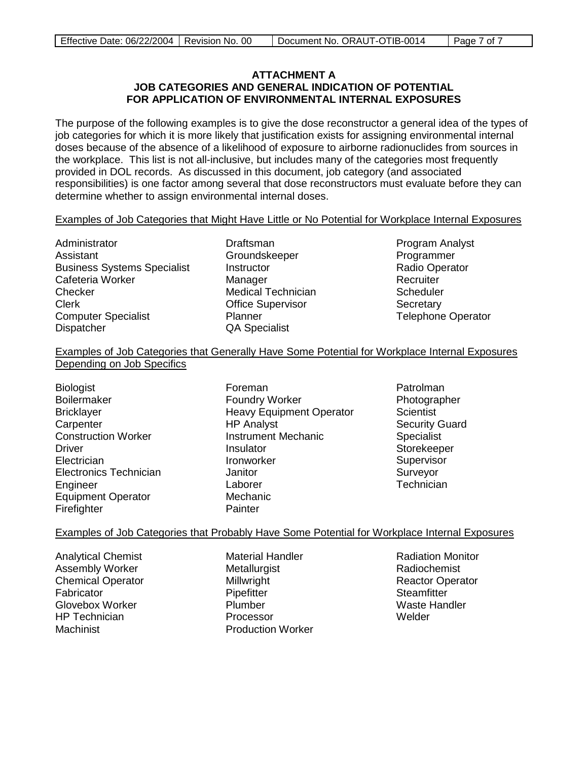## ATTACHMENT A
## JOB CATEGORIES AND GENERAL INDICATION OF POTENTIAL FOR APPLICATION OF ENVIRONMENTAL INTERNAL EXPOSURES

The purpose of the following examples is to give the dose reconstructor a general idea of the types of job categories for which it is more likely that justification exists for assigning environmental internal doses because of the absence of a likelihood of exposure to airborne radionuclides from sources in the workplace. This list is not all-inclusive, but includes many of the categories most frequently provided in DOL records. As discussed in this document, job category (and associated responsibilities) is one factor among several that dose reconstructors must evaluate before they can determine whether to assign environmental internal doses.

Examples of Job Categories that Might Have Little or No Potential for Workplace Internal Exposures

Administrator
Assistant
Business Systems Specialist
Cafeteria Worker
Checker
Clerk
Computer Specialist
Dispatcher
Draftsman
Groundskeeper
Instructor
Manager
Medical Technician
Office Supervisor
Planner
QA Specialist
Program Analyst
Programmer
Radio Operator
Recruiter
Scheduler
Secretary
Telephone Operator

Examples of Job Categories that Generally Have Some Potential for Workplace Internal Exposures Depending on Job Specifics

Biologist
Boilermaker
Bricklayer
Carpenter
Construction Worker
Driver
Electrician
Electronics Technician
Engineer
Equipment Operator
Firefighter
Foreman
Foundry Worker
Heavy Equipment Operator
HP Analyst
Instrument Mechanic
Insulator
Ironworker
Janitor
Laborer
Mechanic
Painter
Patrolman
Photographer
Scientist
Security Guard
Specialist
Storekeeper
Supervisor
Surveyor
Technician

Examples of Job Categories that Probably Have Some Potential for Workplace Internal Exposures

Analytical Chemist
Assembly Worker
Chemical Operator
Fabricator
Glovebox Worker
HP Technician
Machinist
Material Handler
Metallurgist
Millwright
Pipefitter
Plumber
Processor
Production Worker
Radiation Monitor
Radiochemist
Reactor Operator
Steamfitter
Waste Handler
Welder